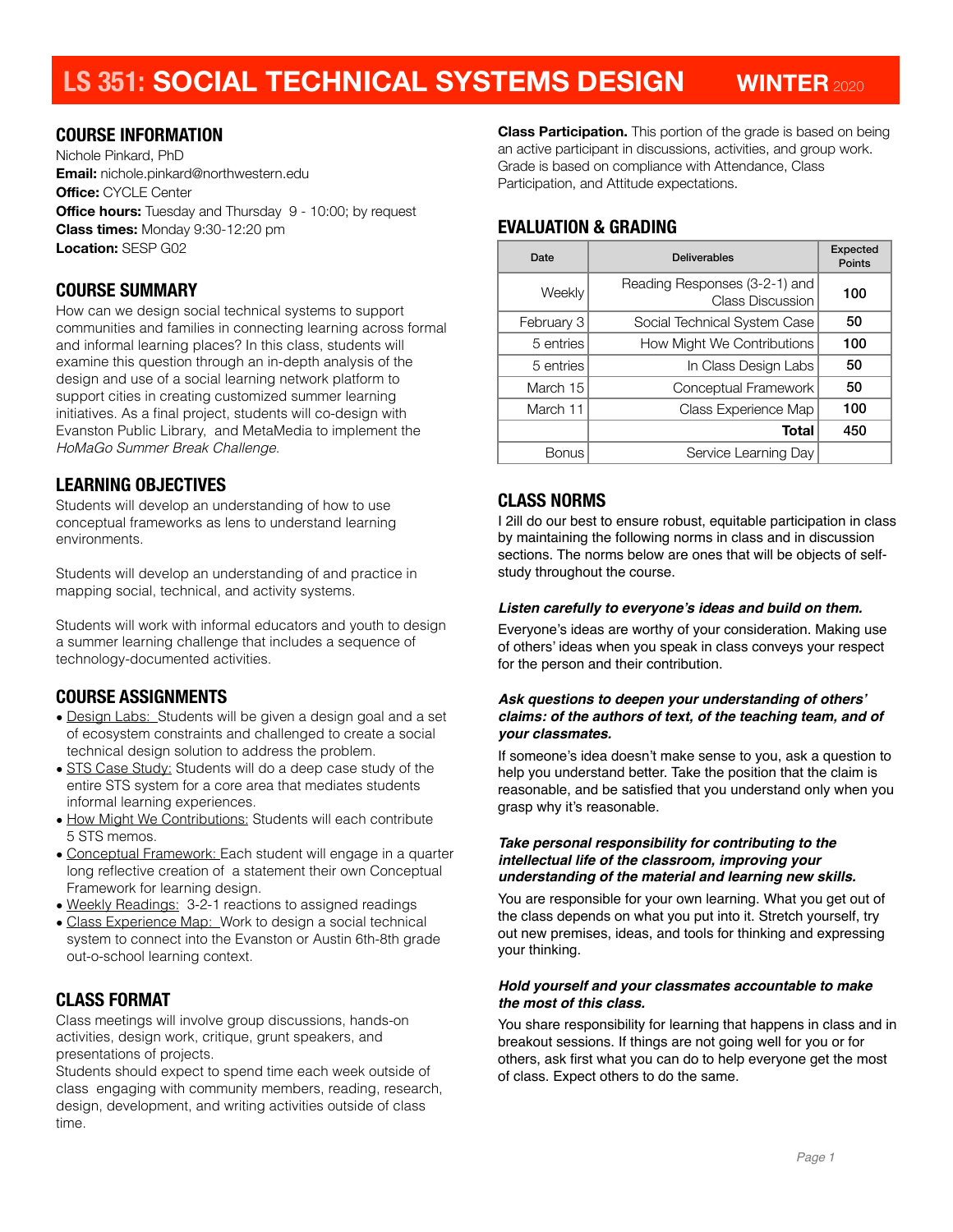# LS 351: SOCIAL TECHNICAL SYSTEMS DESIGN WINTER 2020

## COURSE INFORMATION

Nichole Pinkard, PhD
**Email:** nichole.pinkard@northwestern.edu
**Office:** CYCLE Center
**Office hours:** Tuesday and Thursday 9 - 10:00; by request
**Class times:** Monday 9:30-12:20 pm
**Location:** SESP G02

## COURSE SUMMARY

How can we design social technical systems to support communities and families in connecting learning across formal and informal learning places? In this class, students will examine this question through an in-depth analysis of the design and use of a social learning network platform to support cities in creating customized summer learning initiatives. As a final project, students will co-design with Evanston Public Library, and MetaMedia to implement the *HoMaGo Summer Break Challenge*.

## LEARNING OBJECTIVES

Students will develop an understanding of how to use conceptual frameworks as lens to understand learning environments.

Students will develop an understanding of and practice in mapping social, technical, and activity systems.

Students will work with informal educators and youth to design a summer learning challenge that includes a sequence of technology-documented activities.

## COURSE ASSIGNMENTS

- Design Labs: Students will be given a design goal and a set of ecosystem constraints and challenged to create a social technical design solution to address the problem.
- STS Case Study: Students will do a deep case study of the entire STS system for a core area that mediates students informal learning experiences.
- How Might We Contributions: Students will each contribute 5 STS memos.
- Conceptual Framework: Each student will engage in a quarter long reflective creation of a statement their own Conceptual Framework for learning design.
- Weekly Readings: 3-2-1 reactions to assigned readings
- Class Experience Map: Work to design a social technical system to connect into the Evanston or Austin 6th-8th grade out-o-school learning context.

## CLASS FORMAT

Class meetings will involve group discussions, hands-on activities, design work, critique, grunt speakers, and presentations of projects.
Students should expect to spend time each week outside of class engaging with community members, reading, research, design, development, and writing activities outside of class time.

**Class Participation.** This portion of the grade is based on being an active participant in discussions, activities, and group work. Grade is based on compliance with Attendance, Class Participation, and Attitude expectations.

## EVALUATION & GRADING

| Date | Deliverables | Expected Points |
|---|---|---|
| Weekly | Reading Responses (3-2-1) and Class Discussion | 100 |
| February 3 | Social Technical System Case | 50 |
| 5 entries | How Might We Contributions | 100 |
| 5 entries | In Class Design Labs | 50 |
| March 15 | Conceptual Framework | 50 |
| March 11 | Class Experience Map | 100 |
| | **Total** | 450 |
| Bonus | Service Learning Day | |

## CLASS NORMS

I 2ill do our best to ensure robust, equitable participation in class by maintaining the following norms in class and in discussion sections. The norms below are ones that will be objects of self-study throughout the course.

***Listen carefully to everyone's ideas and build on them.***

Everyone's ideas are worthy of your consideration. Making use of others' ideas when you speak in class conveys your respect for the person and their contribution.

***Ask questions to deepen your understanding of others' claims: of the authors of text, of the teaching team, and of your classmates.***

If someone's idea doesn't make sense to you, ask a question to help you understand better. Take the position that the claim is reasonable, and be satisfied that you understand only when you grasp why it's reasonable.

***Take personal responsibility for contributing to the intellectual life of the classroom, improving your understanding of the material and learning new skills.***

You are responsible for your own learning. What you get out of the class depends on what you put into it. Stretch yourself, try out new premises, ideas, and tools for thinking and expressing your thinking.

***Hold yourself and your classmates accountable to make the most of this class.***

You share responsibility for learning that happens in class and in breakout sessions. If things are not going well for you or for others, ask first what you can do to help everyone get the most of class. Expect others to do the same.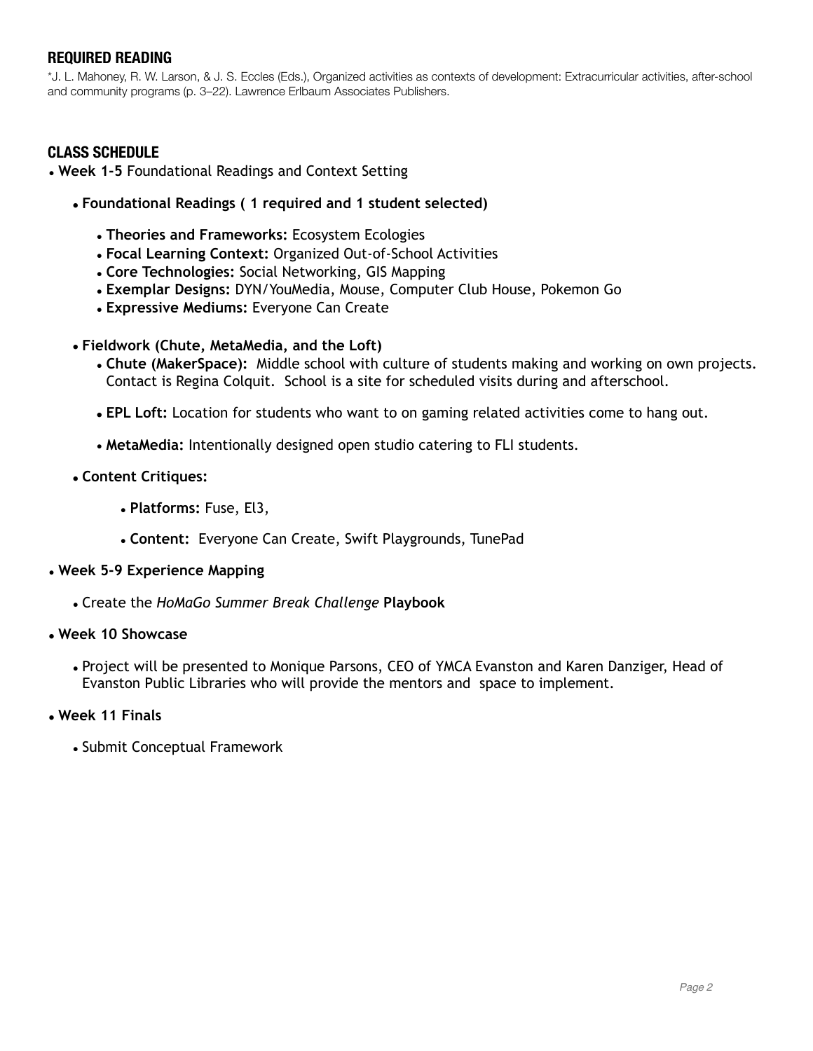## REQUIRED READING

*J. L. Mahoney, R. W. Larson, & J. S. Eccles (Eds.), Organized activities as contexts of development: Extracurricular activities, after-school and community programs (p. 3–22). Lawrence Erlbaum Associates Publishers.

## CLASS SCHEDULE

- **Week 1-5** Foundational Readings and Context Setting
  - **Foundational Readings ( 1 required and 1 student selected)**
    - **Theories and Frameworks:** Ecosystem Ecologies
    - **Focal Learning Context:** Organized Out-of-School Activities
    - **Core Technologies:** Social Networking, GIS Mapping
    - **Exemplar Designs:** DYN/YouMedia, Mouse, Computer Club House, Pokemon Go
    - **Expressive Mediums:** Everyone Can Create
  - **Fieldwork (Chute, MetaMedia, and the Loft)**
    - **Chute (MakerSpace):** Middle school with culture of students making and working on own projects. Contact is Regina Colquit. School is a site for scheduled visits during and afterschool.
    - **EPL Loft:** Location for students who want to on gaming related activities come to hang out.
    - **MetaMedia:** Intentionally designed open studio catering to FLI students.
  - **Content Critiques:**
    - **Platforms:** Fuse, El3,
    - **Content:** Everyone Can Create, Swift Playgrounds, TunePad
- **Week 5-9 Experience Mapping**
  - Create the *HoMaGo Summer Break Challenge* **Playbook**
- **Week 10 Showcase**
  - Project will be presented to Monique Parsons, CEO of YMCA Evanston and Karen Danziger, Head of Evanston Public Libraries who will provide the mentors and space to implement.
- **Week 11 Finals**
  - Submit Conceptual Framework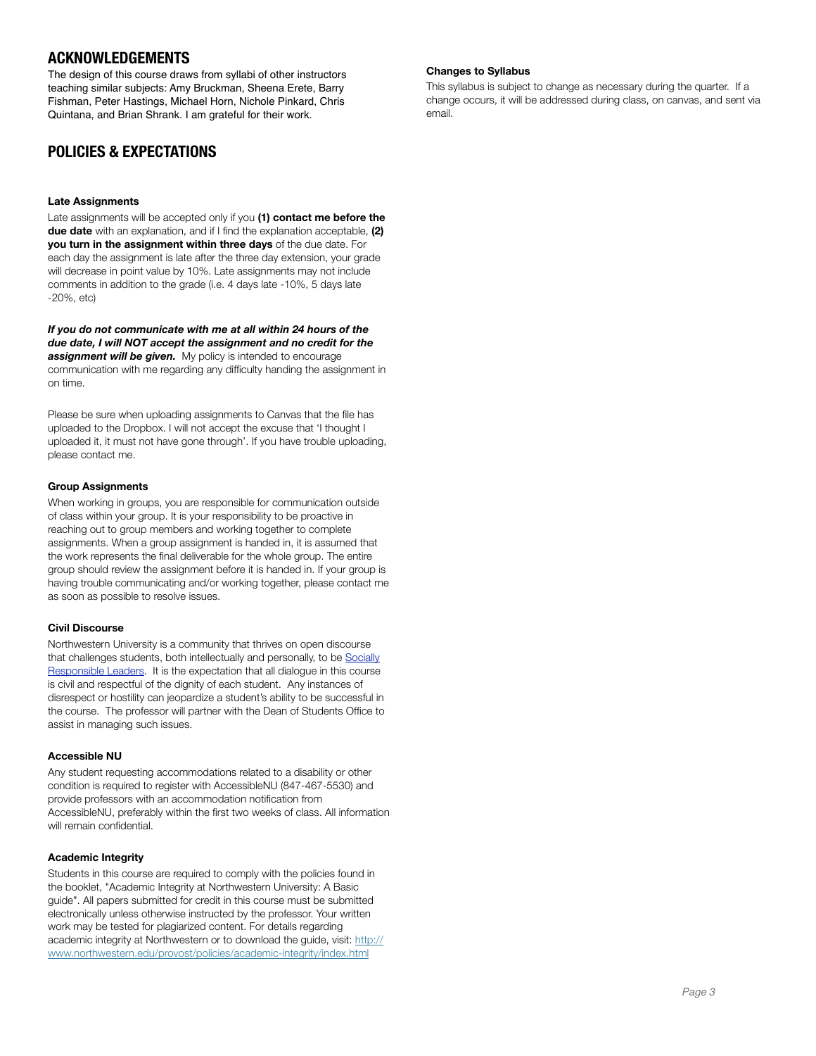## ACKNOWLEDGEMENTS

The design of this course draws from syllabi of other instructors teaching similar subjects: Amy Bruckman, Sheena Erete, Barry Fishman, Peter Hastings, Michael Horn, Nichole Pinkard, Chris Quintana, and Brian Shrank. I am grateful for their work.

## POLICIES & EXPECTATIONS

### Late Assignments

Late assignments will be accepted only if you **(1) contact me before the due date** with an explanation, and if I find the explanation acceptable, **(2) you turn in the assignment within three days** of the due date. For each day the assignment is late after the three day extension, your grade will decrease in point value by 10%. Late assignments may not include comments in addition to the grade (i.e. 4 days late -10%, 5 days late -20%, etc)

***If you do not communicate with me at all within 24 hours of the due date, I will NOT accept the assignment and no credit for the assignment will be given.*** My policy is intended to encourage communication with me regarding any difficulty handing the assignment in on time.

Please be sure when uploading assignments to Canvas that the file has uploaded to the Dropbox. I will not accept the excuse that 'I thought I uploaded it, it must not have gone through'. If you have trouble uploading, please contact me.

### Group Assignments

When working in groups, you are responsible for communication outside of class within your group. It is your responsibility to be proactive in reaching out to group members and working together to complete assignments. When a group assignment is handed in, it is assumed that the work represents the final deliverable for the whole group. The entire group should review the assignment before it is handed in. If your group is having trouble communicating and/or working together, please contact me as soon as possible to resolve issues.

### Civil Discourse

Northwestern University is a community that thrives on open discourse that challenges students, both intellectually and personally, to be Socially Responsible Leaders. It is the expectation that all dialogue in this course is civil and respectful of the dignity of each student. Any instances of disrespect or hostility can jeopardize a student's ability to be successful in the course. The professor will partner with the Dean of Students Office to assist in managing such issues.

### Accessible NU

Any student requesting accommodations related to a disability or other condition is required to register with AccessibleNU (847-467-5530) and provide professors with an accommodation notification from AccessibleNU, preferably within the first two weeks of class. All information will remain confidential.

### Academic Integrity

Students in this course are required to comply with the policies found in the booklet, "Academic Integrity at Northwestern University: A Basic guide". All papers submitted for credit in this course must be submitted electronically unless otherwise instructed by the professor. Your written work may be tested for plagiarized content. For details regarding academic integrity at Northwestern or to download the guide, visit: http://www.northwestern.edu/provost/policies/academic-integrity/index.html

### Changes to Syllabus

This syllabus is subject to change as necessary during the quarter. If a change occurs, it will be addressed during class, on canvas, and sent via email.